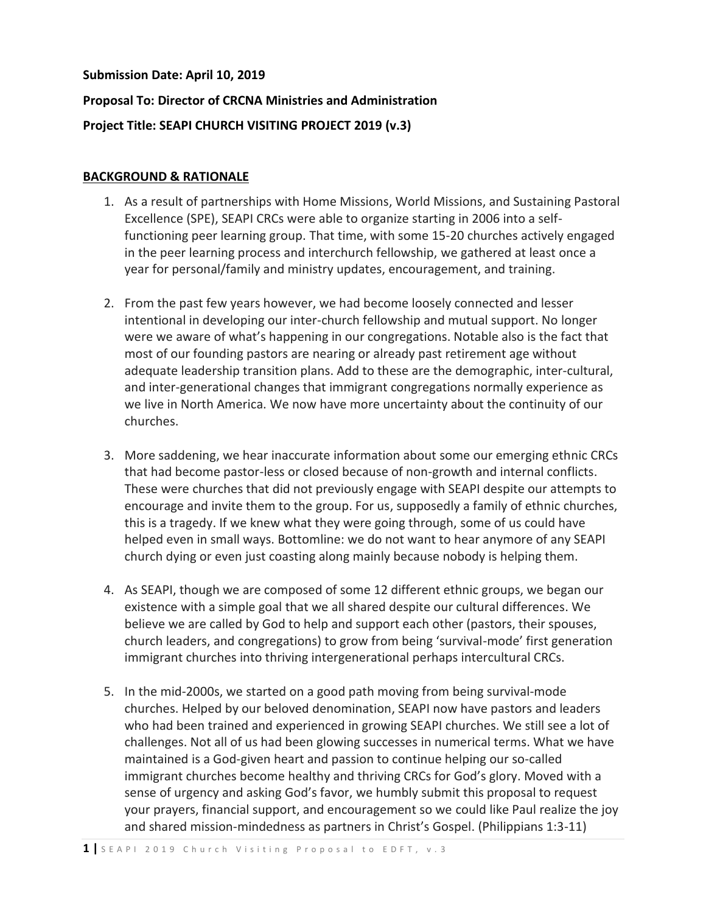**Submission Date: April 10, 2019**

**Proposal To: Director of CRCNA Ministries and Administration**

**Project Title: SEAPI CHURCH VISITING PROJECT 2019 (v.3)**

## BACKGROUND & RATIONALE

1. As a result of partnerships with Home Missions, World Missions, and Sustaining Pastoral Excellence (SPE), SEAPI CRCs were able to organize starting in 2006 into a self-functioning peer learning group. That time, with some 15-20 churches actively engaged in the peer learning process and interchurch fellowship, we gathered at least once a year for personal/family and ministry updates, encouragement, and training.

2. From the past few years however, we had become loosely connected and lesser intentional in developing our inter-church fellowship and mutual support. No longer were we aware of what's happening in our congregations. Notable also is the fact that most of our founding pastors are nearing or already past retirement age without adequate leadership transition plans. Add to these are the demographic, inter-cultural, and inter-generational changes that immigrant congregations normally experience as we live in North America. We now have more uncertainty about the continuity of our churches.

3. More saddening, we hear inaccurate information about some our emerging ethnic CRCs that had become pastor-less or closed because of non-growth and internal conflicts. These were churches that did not previously engage with SEAPI despite our attempts to encourage and invite them to the group. For us, supposedly a family of ethnic churches, this is a tragedy. If we knew what they were going through, some of us could have helped even in small ways. Bottomline: we do not want to hear anymore of any SEAPI church dying or even just coasting along mainly because nobody is helping them.

4. As SEAPI, though we are composed of some 12 different ethnic groups, we began our existence with a simple goal that we all shared despite our cultural differences. We believe we are called by God to help and support each other (pastors, their spouses, church leaders, and congregations) to grow from being 'survival-mode' first generation immigrant churches into thriving intergenerational perhaps intercultural CRCs.

5. In the mid-2000s, we started on a good path moving from being survival-mode churches. Helped by our beloved denomination, SEAPI now have pastors and leaders who had been trained and experienced in growing SEAPI churches. We still see a lot of challenges. Not all of us had been glowing successes in numerical terms. What we have maintained is a God-given heart and passion to continue helping our so-called immigrant churches become healthy and thriving CRCs for God's glory. Moved with a sense of urgency and asking God's favor, we humbly submit this proposal to request your prayers, financial support, and encouragement so we could like Paul realize the joy and shared mission-mindedness as partners in Christ's Gospel. (Philippians 1:3-11)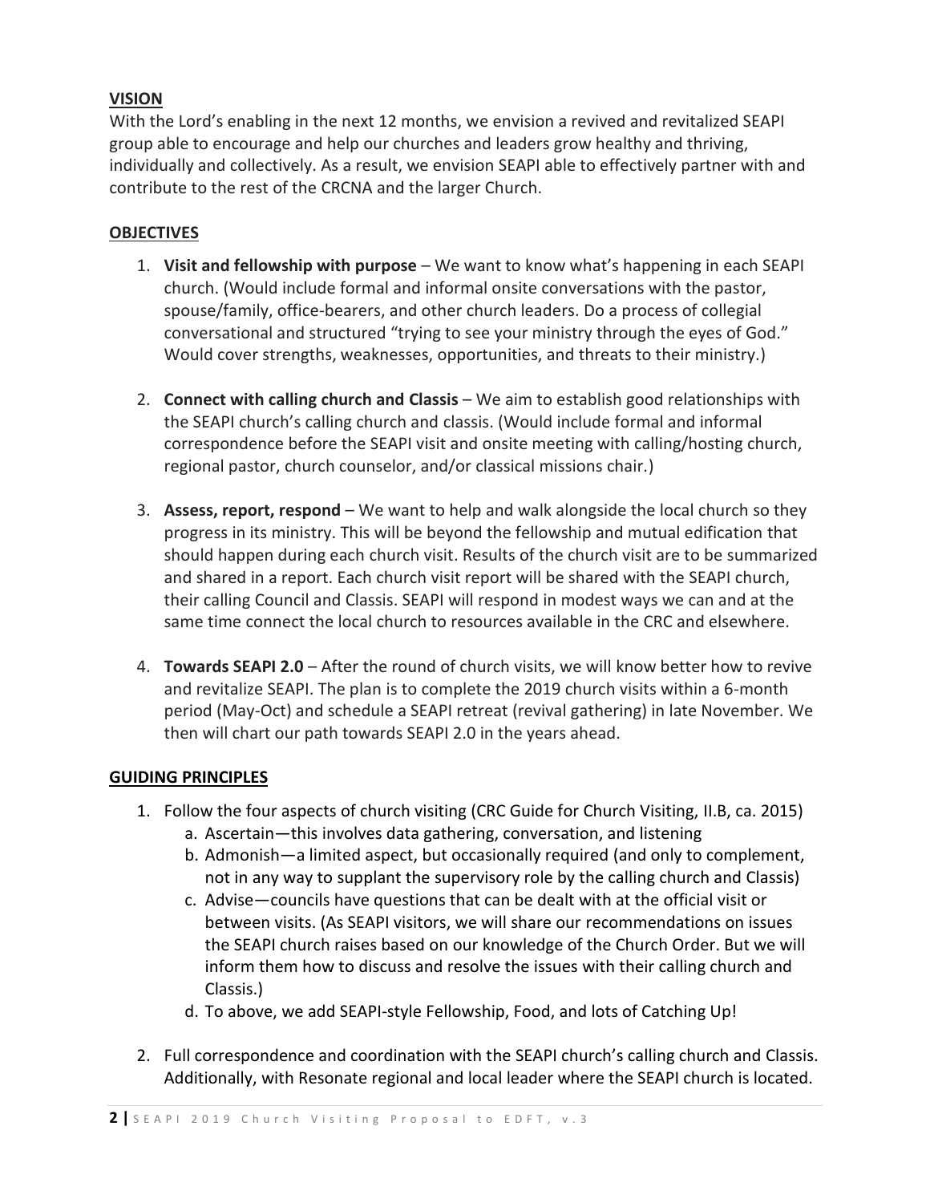## VISION

With the Lord's enabling in the next 12 months, we envision a revived and revitalized SEAPI group able to encourage and help our churches and leaders grow healthy and thriving, individually and collectively. As a result, we envision SEAPI able to effectively partner with and contribute to the rest of the CRCNA and the larger Church.

## OBJECTIVES

1. **Visit and fellowship with purpose** – We want to know what's happening in each SEAPI church. (Would include formal and informal onsite conversations with the pastor, spouse/family, office-bearers, and other church leaders. Do a process of collegial conversational and structured "trying to see your ministry through the eyes of God." Would cover strengths, weaknesses, opportunities, and threats to their ministry.)

2. **Connect with calling church and Classis** – We aim to establish good relationships with the SEAPI church's calling church and classis. (Would include formal and informal correspondence before the SEAPI visit and onsite meeting with calling/hosting church, regional pastor, church counselor, and/or classical missions chair.)

3. **Assess, report, respond** – We want to help and walk alongside the local church so they progress in its ministry. This will be beyond the fellowship and mutual edification that should happen during each church visit. Results of the church visit are to be summarized and shared in a report. Each church visit report will be shared with the SEAPI church, their calling Council and Classis. SEAPI will respond in modest ways we can and at the same time connect the local church to resources available in the CRC and elsewhere.

4. **Towards SEAPI 2.0** – After the round of church visits, we will know better how to revive and revitalize SEAPI. The plan is to complete the 2019 church visits within a 6-month period (May-Oct) and schedule a SEAPI retreat (revival gathering) in late November. We then will chart our path towards SEAPI 2.0 in the years ahead.

## GUIDING PRINCIPLES

1. Follow the four aspects of church visiting (CRC Guide for Church Visiting, II.B, ca. 2015)
   a. Ascertain—this involves data gathering, conversation, and listening
   b. Admonish—a limited aspect, but occasionally required (and only to complement, not in any way to supplant the supervisory role by the calling church and Classis)
   c. Advise—councils have questions that can be dealt with at the official visit or between visits. (As SEAPI visitors, we will share our recommendations on issues the SEAPI church raises based on our knowledge of the Church Order. But we will inform them how to discuss and resolve the issues with their calling church and Classis.)
   d. To above, we add SEAPI-style Fellowship, Food, and lots of Catching Up!

2. Full correspondence and coordination with the SEAPI church's calling church and Classis. Additionally, with Resonate regional and local leader where the SEAPI church is located.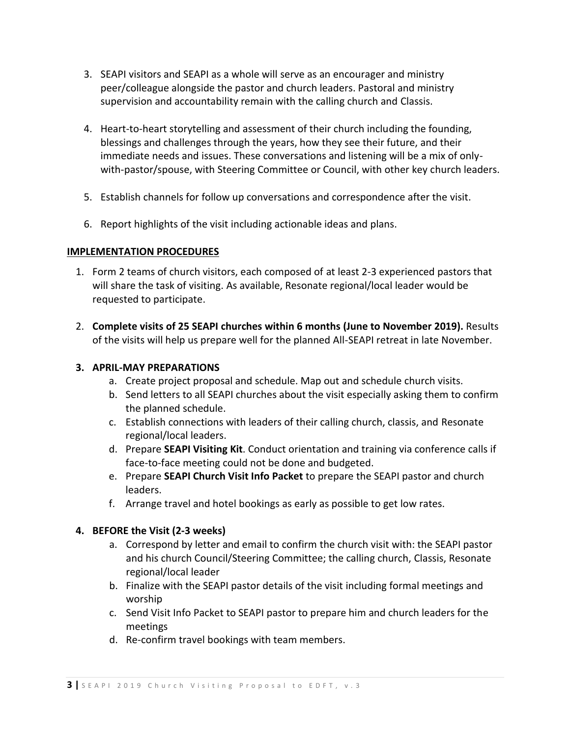3. SEAPI visitors and SEAPI as a whole will serve as an encourager and ministry peer/colleague alongside the pastor and church leaders. Pastoral and ministry supervision and accountability remain with the calling church and Classis.

4. Heart-to-heart storytelling and assessment of their church including the founding, blessings and challenges through the years, how they see their future, and their immediate needs and issues. These conversations and listening will be a mix of only-with-pastor/spouse, with Steering Committee or Council, with other key church leaders.

5. Establish channels for follow up conversations and correspondence after the visit.

6. Report highlights of the visit including actionable ideas and plans.

## IMPLEMENTATION PROCEDURES

1. Form 2 teams of church visitors, each composed of at least 2-3 experienced pastors that will share the task of visiting. As available, Resonate regional/local leader would be requested to participate.

2. **Complete visits of 25 SEAPI churches within 6 months (June to November 2019).** Results of the visits will help us prepare well for the planned All-SEAPI retreat in late November.

3. **APRIL-MAY PREPARATIONS**
    a. Create project proposal and schedule. Map out and schedule church visits.
    b. Send letters to all SEAPI churches about the visit especially asking them to confirm the planned schedule.
    c. Establish connections with leaders of their calling church, classis, and Resonate regional/local leaders.
    d. Prepare **SEAPI Visiting Kit**. Conduct orientation and training via conference calls if face-to-face meeting could not be done and budgeted.
    e. Prepare **SEAPI Church Visit Info Packet** to prepare the SEAPI pastor and church leaders.
    f. Arrange travel and hotel bookings as early as possible to get low rates.

4. **BEFORE the Visit (2-3 weeks)**
    a. Correspond by letter and email to confirm the church visit with: the SEAPI pastor and his church Council/Steering Committee; the calling church, Classis, Resonate regional/local leader
    b. Finalize with the SEAPI pastor details of the visit including formal meetings and worship
    c. Send Visit Info Packet to SEAPI pastor to prepare him and church leaders for the meetings
    d. Re-confirm travel bookings with team members.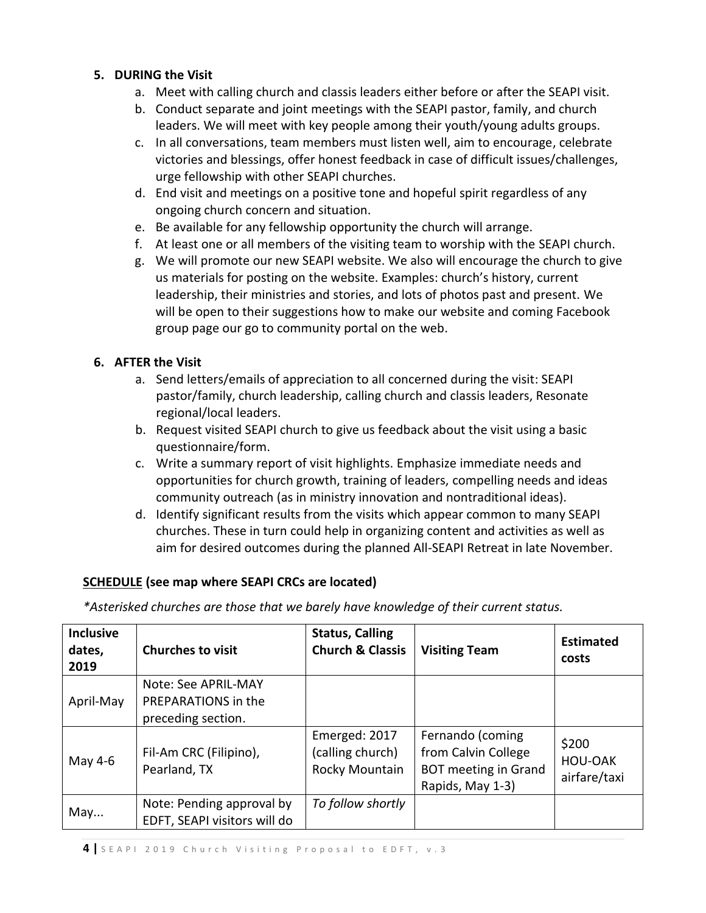5. **DURING the Visit**
    a. Meet with calling church and classis leaders either before or after the SEAPI visit.
    b. Conduct separate and joint meetings with the SEAPI pastor, family, and church leaders. We will meet with key people among their youth/young adults groups.
    c. In all conversations, team members must listen well, aim to encourage, celebrate victories and blessings, offer honest feedback in case of difficult issues/challenges, urge fellowship with other SEAPI churches.
    d. End visit and meetings on a positive tone and hopeful spirit regardless of any ongoing church concern and situation.
    e. Be available for any fellowship opportunity the church will arrange.
    f. At least one or all members of the visiting team to worship with the SEAPI church.
    g. We will promote our new SEAPI website. We also will encourage the church to give us materials for posting on the website. Examples: church's history, current leadership, their ministries and stories, and lots of photos past and present. We will be open to their suggestions how to make our website and coming Facebook group page our go to community portal on the web.

6. **AFTER the Visit**
    a. Send letters/emails of appreciation to all concerned during the visit: SEAPI pastor/family, church leadership, calling church and classis leaders, Resonate regional/local leaders.
    b. Request visited SEAPI church to give us feedback about the visit using a basic questionnaire/form.
    c. Write a summary report of visit highlights. Emphasize immediate needs and opportunities for church growth, training of leaders, compelling needs and ideas community outreach (as in ministry innovation and nontraditional ideas).
    d. Identify significant results from the visits which appear common to many SEAPI churches. These in turn could help in organizing content and activities as well as aim for desired outcomes during the planned All-SEAPI Retreat in late November.

**<u>SCHEDULE</u> (see map where SEAPI CRCs are located)**

*\*Asterisked churches are those that we barely have knowledge of their current status.*

| Inclusive dates, 2019 | Churches to visit | Status, Calling Church & Classis | Visiting Team | Estimated costs |
|---|---|---|---|---|
| April-May | Note: See APRIL-MAY PREPARATIONS in the preceding section. | | | |
| May 4-6 | Fil-Am CRC (Filipino), Pearland, TX | Emerged: 2017 (calling church) Rocky Mountain | Fernando (coming from Calvin College BOT meeting in Grand Rapids, May 1-3) | \$200 HOU-OAK airfare/taxi |
| May... | Note: Pending approval by EDFT, SEAPI visitors will do | *To follow shortly* | | |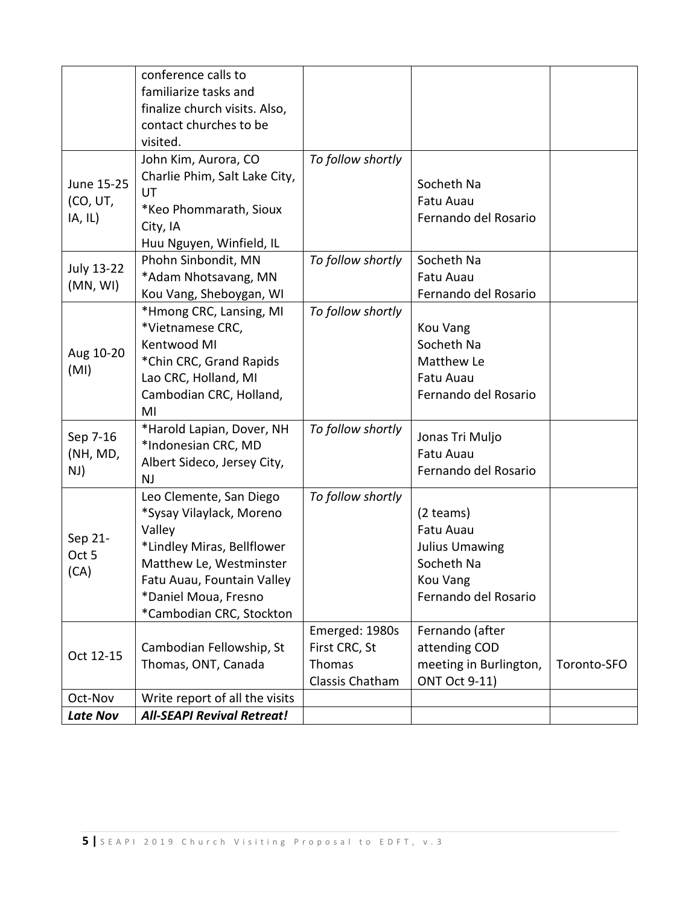| | | | | |
|---|---|---|---|---|
| | conference calls to familiarize tasks and finalize church visits. Also, contact churches to be visited. | | | |
| June 15-25 (CO, UT, IA, IL) | John Kim, Aurora, CO<br>Charlie Phim, Salt Lake City, UT<br>*Keo Phommarath, Sioux City, IA<br>Huu Nguyen, Winfield, IL | *To follow shortly* | Socheth Na<br>Fatu Auau<br>Fernando del Rosario | |
| July 13-22 (MN, WI) | Phohn Sinbondit, MN<br>*Adam Nhotsavang, MN<br>Kou Vang, Sheboygan, WI | *To follow shortly* | Socheth Na<br>Fatu Auau<br>Fernando del Rosario | |
| Aug 10-20 (MI) | *Hmong CRC, Lansing, MI<br>*Vietnamese CRC, Kentwood MI<br>*Chin CRC, Grand Rapids<br>Lao CRC, Holland, MI<br>Cambodian CRC, Holland, MI | *To follow shortly* | Kou Vang<br>Socheth Na<br>Matthew Le<br>Fatu Auau<br>Fernando del Rosario | |
| Sep 7-16 (NH, MD, NJ) | *Harold Lapian, Dover, NH<br>*Indonesian CRC, MD<br>Albert Sideco, Jersey City, NJ | *To follow shortly* | Jonas Tri Muljo<br>Fatu Auau<br>Fernando del Rosario | |
| Sep 21-Oct 5 (CA) | Leo Clemente, San Diego<br>*Sysay Vilaylack, Moreno Valley<br>*Lindley Miras, Bellflower<br>Matthew Le, Westminster<br>Fatu Auau, Fountain Valley<br>*Daniel Moua, Fresno<br>*Cambodian CRC, Stockton | *To follow shortly* | (2 teams)<br>Fatu Auau<br>Julius Umawing<br>Socheth Na<br>Kou Vang<br>Fernando del Rosario | |
| Oct 12-15 | Cambodian Fellowship, St Thomas, ONT, Canada | Emerged: 1980s First CRC, St Thomas Classis Chatham | Fernando (after attending COD meeting in Burlington, ONT Oct 9-11) | Toronto-SFO |
| Oct-Nov | Write report of all the visits | | | |
| ***Late Nov*** | ***All-SEAPI Revival Retreat!*** | | | |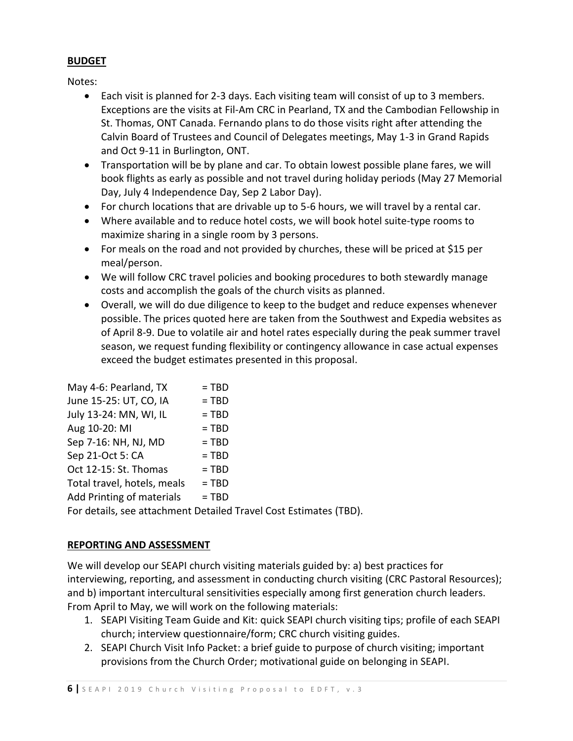**BUDGET**

Notes:

- Each visit is planned for 2-3 days. Each visiting team will consist of up to 3 members. Exceptions are the visits at Fil-Am CRC in Pearland, TX and the Cambodian Fellowship in St. Thomas, ONT Canada. Fernando plans to do those visits right after attending the Calvin Board of Trustees and Council of Delegates meetings, May 1-3 in Grand Rapids and Oct 9-11 in Burlington, ONT.
- Transportation will be by plane and car. To obtain lowest possible plane fares, we will book flights as early as possible and not travel during holiday periods (May 27 Memorial Day, July 4 Independence Day, Sep 2 Labor Day).
- For church locations that are drivable up to 5-6 hours, we will travel by a rental car.
- Where available and to reduce hotel costs, we will book hotel suite-type rooms to maximize sharing in a single room by 3 persons.
- For meals on the road and not provided by churches, these will be priced at $15 per meal/person.
- We will follow CRC travel policies and booking procedures to both stewardly manage costs and accomplish the goals of the church visits as planned.
- Overall, we will do due diligence to keep to the budget and reduce expenses whenever possible. The prices quoted here are taken from the Southwest and Expedia websites as of April 8-9. Due to volatile air and hotel rates especially during the peak summer travel season, we request funding flexibility or contingency allowance in case actual expenses exceed the budget estimates presented in this proposal.

| | |
|---|---|
| May 4-6: Pearland, TX | = TBD |
| June 15-25: UT, CO, IA | = TBD |
| July 13-24: MN, WI, IL | = TBD |
| Aug 10-20: MI | = TBD |
| Sep 7-16: NH, NJ, MD | = TBD |
| Sep 21-Oct 5: CA | = TBD |
| Oct 12-15: St. Thomas | = TBD |
| Total travel, hotels, meals | = TBD |
| Add Printing of materials | = TBD |

For details, see attachment Detailed Travel Cost Estimates (TBD).

**REPORTING AND ASSESSMENT**

We will develop our SEAPI church visiting materials guided by: a) best practices for interviewing, reporting, and assessment in conducting church visiting (CRC Pastoral Resources); and b) important intercultural sensitivities especially among first generation church leaders. From April to May, we will work on the following materials:

1. SEAPI Visiting Team Guide and Kit: quick SEAPI church visiting tips; profile of each SEAPI church; interview questionnaire/form; CRC church visiting guides.
2. SEAPI Church Visit Info Packet: a brief guide to purpose of church visiting; important provisions from the Church Order; motivational guide on belonging in SEAPI.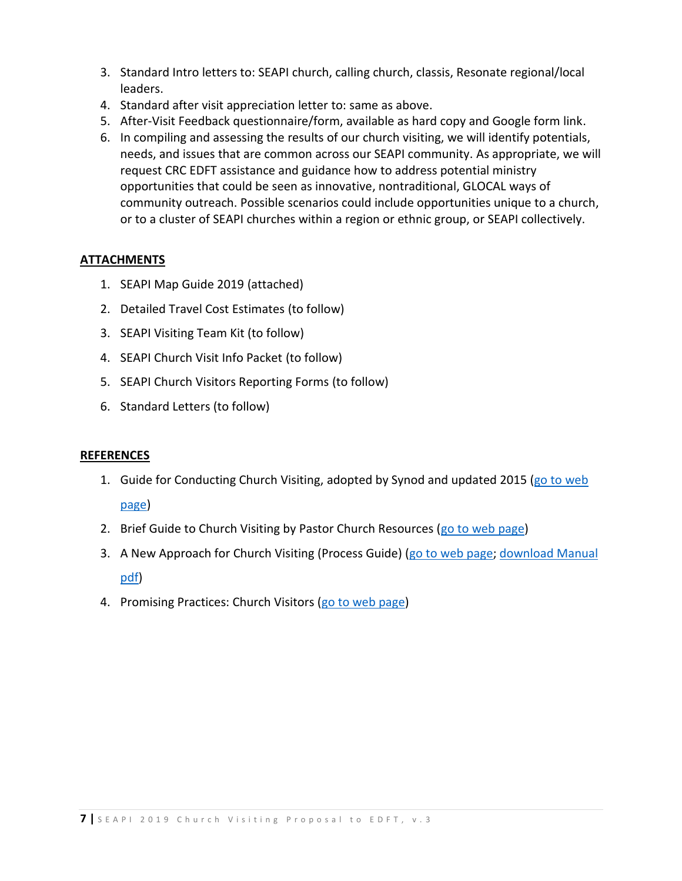3. Standard Intro letters to: SEAPI church, calling church, classis, Resonate regional/local leaders.
4. Standard after visit appreciation letter to: same as above.
5. After-Visit Feedback questionnaire/form, available as hard copy and Google form link.
6. In compiling and assessing the results of our church visiting, we will identify potentials, needs, and issues that are common across our SEAPI community. As appropriate, we will request CRC EDFT assistance and guidance how to address potential ministry opportunities that could be seen as innovative, nontraditional, GLOCAL ways of community outreach. Possible scenarios could include opportunities unique to a church, or to a cluster of SEAPI churches within a region or ethnic group, or SEAPI collectively.

**ATTACHMENTS**

1. SEAPI Map Guide 2019 (attached)
2. Detailed Travel Cost Estimates (to follow)
3. SEAPI Visiting Team Kit (to follow)
4. SEAPI Church Visit Info Packet (to follow)
5. SEAPI Church Visitors Reporting Forms (to follow)
6. Standard Letters (to follow)

**REFERENCES**

1. Guide for Conducting Church Visiting, adopted by Synod and updated 2015 (go to web page)
2. Brief Guide to Church Visiting by Pastor Church Resources (go to web page)
3. A New Approach for Church Visiting (Process Guide) (go to web page; download Manual pdf)
4. Promising Practices: Church Visitors (go to web page)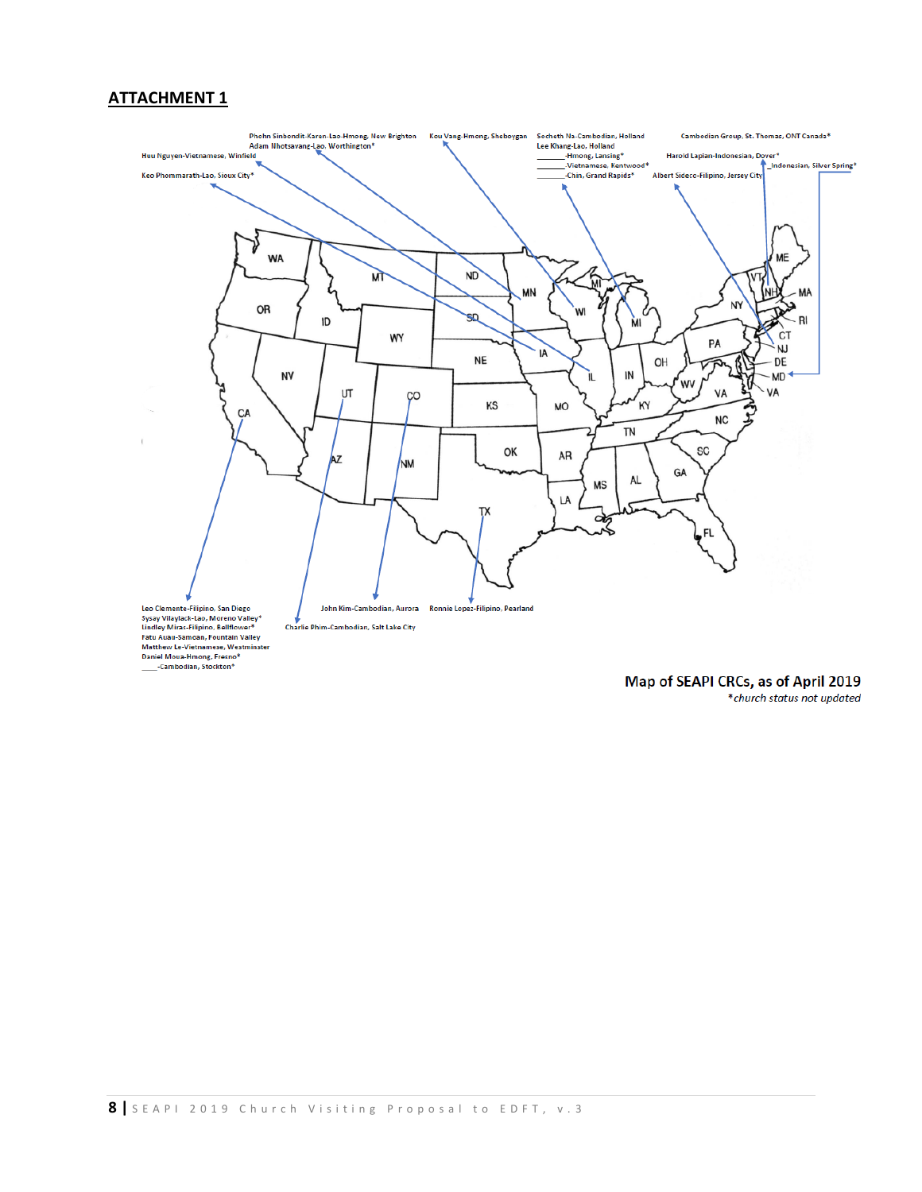## ATTACHMENT 1

Phohn Sinbondit-Karen-Lao-Hmong, New Brighton
Adam Nhotsavang-Lao, Worthington*

Kou Vang-Hmong, Sheboygan

Socheth Na-Cambodian, Holland
Lee Khang-Lao, Holland
\_\_\_\_\_\_-Hmong, Lansing*
\_\_\_\_\_\_-Vietnamese, Kentwood*
\_\_\_\_\_\_-Chin, Grand Rapids*

Cambodian Group, St. Thomas, ONT Canada*

Harold Laplan-Indonesian, Dover*
\_Indonesian, Silver Spring*
Albert Sideco-Filipino, Jersey City

Huu Nguyen-Vietnamese, Winfield

Keo Phommarath-Lao, Sioux City*

Leo Clemente-Filipino, San Diego
Sysay Vilaylack-Lao, Moreno Valley*
Lindley Miras-Filipino, Bellflower*
Fatu Auau-Samoan, Fountain Valley
Matthew Le-Vietnamese, Westminster
Daniel Moua-Hmong, Fresno*
\_\_\_\_-Cambodian, Stockton*

Charlie Phim-Cambodian, Salt Lake City

John Kim-Cambodian, Aurora

Ronnie Lopez-Filipino, Pearland

Map of SEAPI CRCs, as of April 2019
*church status not updated*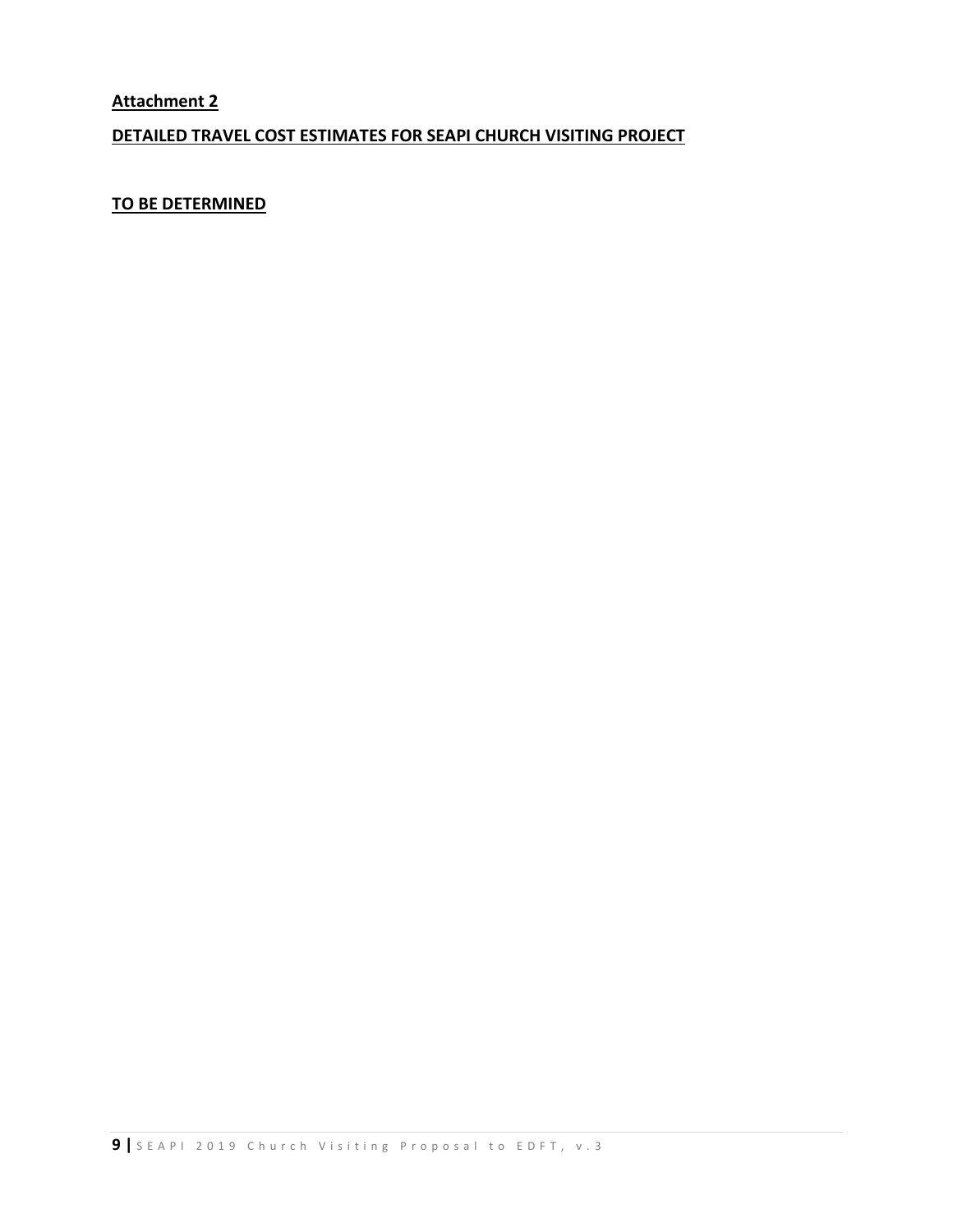**Attachment 2**

**DETAILED TRAVEL COST ESTIMATES FOR SEAPI CHURCH VISITING PROJECT**

**TO BE DETERMINED**